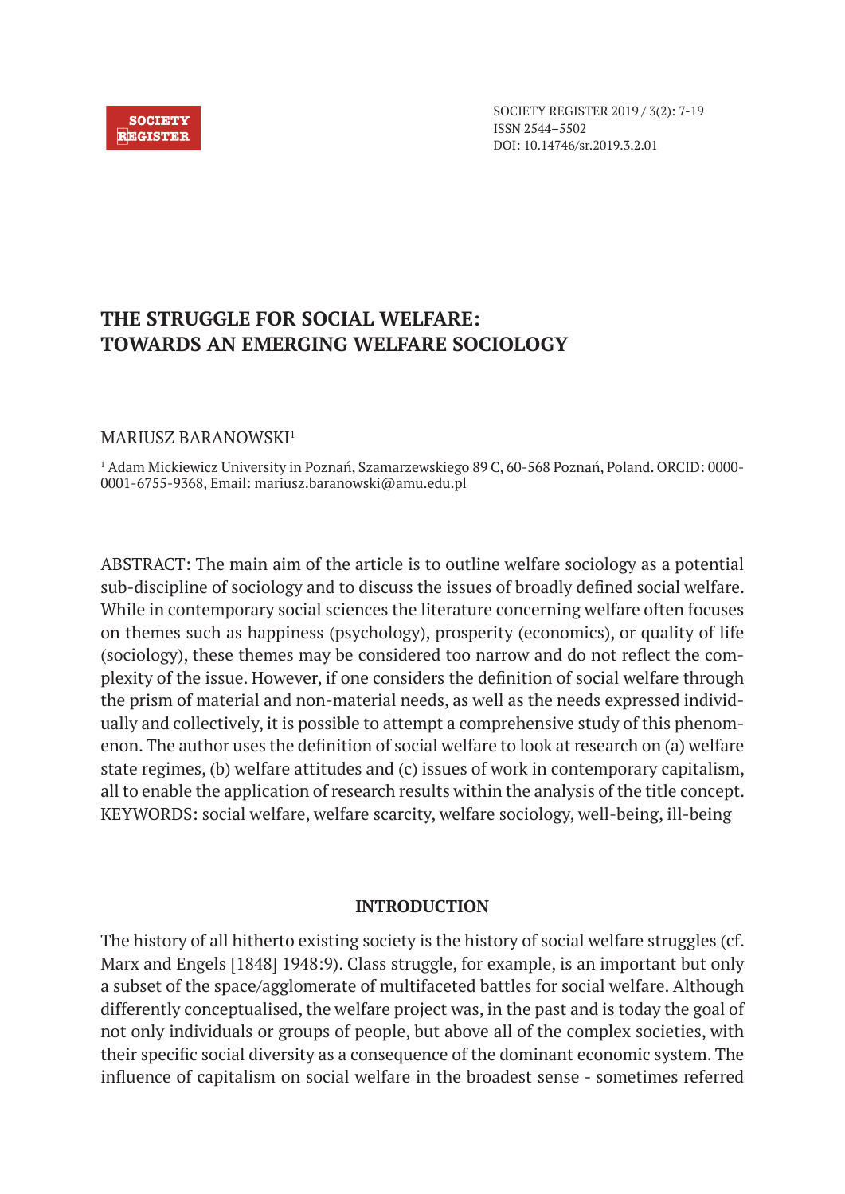# THE STRUGGLE FOR SOCIAL WELFARE: TOWARDS AN EMERGING WELFARE SOCIOLOGY

MARIUSZ BARANOWSKI[1]

[1] Adam Mickiewicz University in Poznań, Szamarzewskiego 89 C, 60-568 Poznań, Poland. ORCID: 0000-0001-6755-9368, Email: mariusz.baranowski@amu.edu.pl

ABSTRACT: The main aim of the article is to outline welfare sociology as a potential sub-discipline of sociology and to discuss the issues of broadly defined social welfare. While in contemporary social sciences the literature concerning welfare often focuses on themes such as happiness (psychology), prosperity (economics), or quality of life (sociology), these themes may be considered too narrow and do not reflect the complexity of the issue. However, if one considers the definition of social welfare through the prism of material and non-material needs, as well as the needs expressed individually and collectively, it is possible to attempt a comprehensive study of this phenomenon. The author uses the definition of social welfare to look at research on (a) welfare state regimes, (b) welfare attitudes and (c) issues of work in contemporary capitalism, all to enable the application of research results within the analysis of the title concept.
KEYWORDS: social welfare, welfare scarcity, welfare sociology, well-being, ill-being

## INTRODUCTION

The history of all hitherto existing society is the history of social welfare struggles (cf. Marx and Engels [1848] 1948:9). Class struggle, for example, is an important but only a subset of the space/agglomerate of multifaceted battles for social welfare. Although differently conceptualised, the welfare project was, in the past and is today the goal of not only individuals or groups of people, but above all of the complex societies, with their specific social diversity as a consequence of the dominant economic system. The influence of capitalism on social welfare in the broadest sense - sometimes referred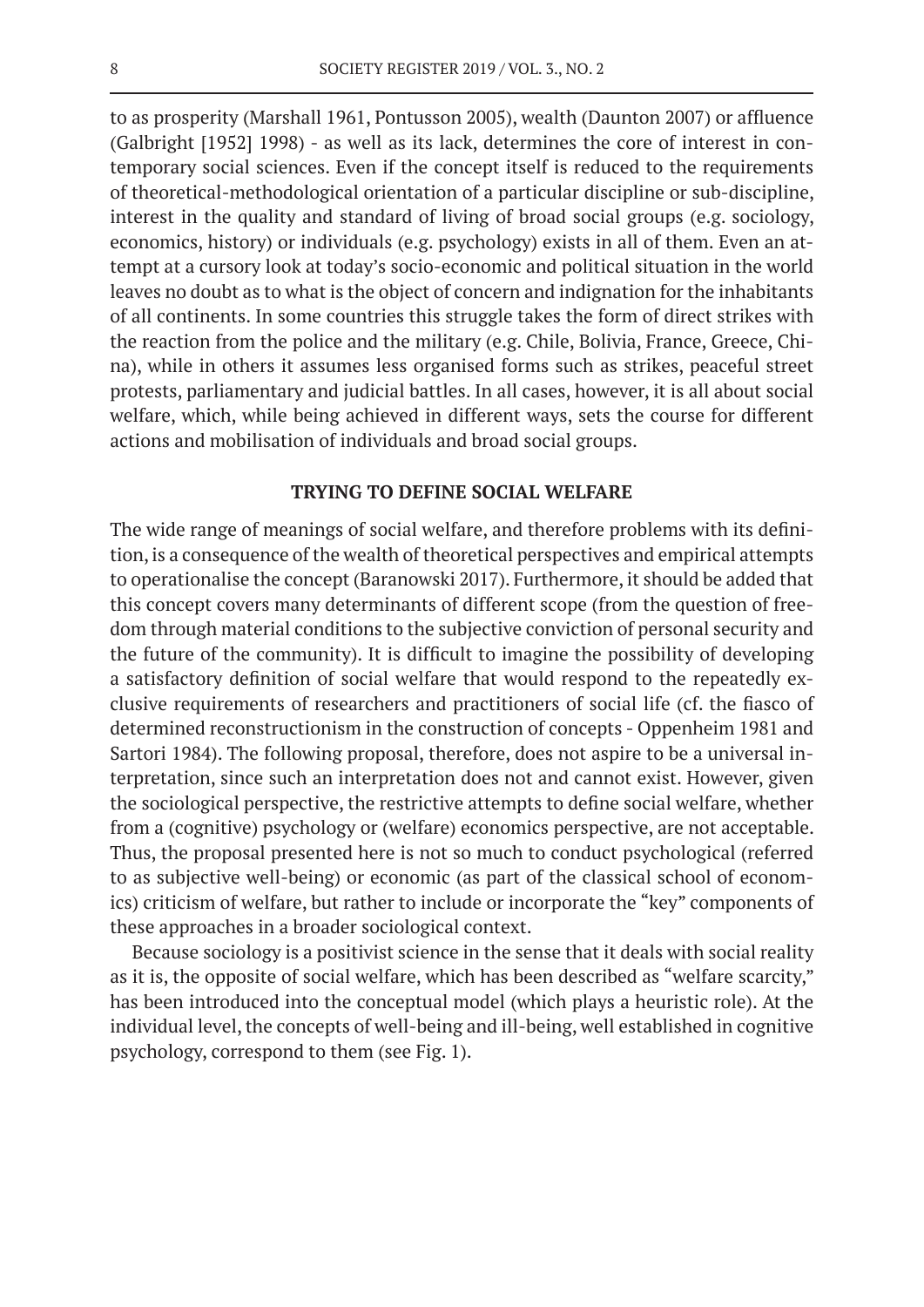to as prosperity (Marshall 1961, Pontusson 2005), wealth (Daunton 2007) or affluence (Galbright [1952] 1998) - as well as its lack, determines the core of interest in contemporary social sciences. Even if the concept itself is reduced to the requirements of theoretical-methodological orientation of a particular discipline or sub-discipline, interest in the quality and standard of living of broad social groups (e.g. sociology, economics, history) or individuals (e.g. psychology) exists in all of them. Even an attempt at a cursory look at today's socio-economic and political situation in the world leaves no doubt as to what is the object of concern and indignation for the inhabitants of all continents. In some countries this struggle takes the form of direct strikes with the reaction from the police and the military (e.g. Chile, Bolivia, France, Greece, China), while in others it assumes less organised forms such as strikes, peaceful street protests, parliamentary and judicial battles. In all cases, however, it is all about social welfare, which, while being achieved in different ways, sets the course for different actions and mobilisation of individuals and broad social groups.

## TRYING TO DEFINE SOCIAL WELFARE

The wide range of meanings of social welfare, and therefore problems with its definition, is a consequence of the wealth of theoretical perspectives and empirical attempts to operationalise the concept (Baranowski 2017). Furthermore, it should be added that this concept covers many determinants of different scope (from the question of freedom through material conditions to the subjective conviction of personal security and the future of the community). It is difficult to imagine the possibility of developing a satisfactory definition of social welfare that would respond to the repeatedly exclusive requirements of researchers and practitioners of social life (cf. the fiasco of determined reconstructionism in the construction of concepts - Oppenheim 1981 and Sartori 1984). The following proposal, therefore, does not aspire to be a universal interpretation, since such an interpretation does not and cannot exist. However, given the sociological perspective, the restrictive attempts to define social welfare, whether from a (cognitive) psychology or (welfare) economics perspective, are not acceptable. Thus, the proposal presented here is not so much to conduct psychological (referred to as subjective well-being) or economic (as part of the classical school of economics) criticism of welfare, but rather to include or incorporate the "key" components of these approaches in a broader sociological context.

Because sociology is a positivist science in the sense that it deals with social reality as it is, the opposite of social welfare, which has been described as "welfare scarcity," has been introduced into the conceptual model (which plays a heuristic role). At the individual level, the concepts of well-being and ill-being, well established in cognitive psychology, correspond to them (see Fig. 1).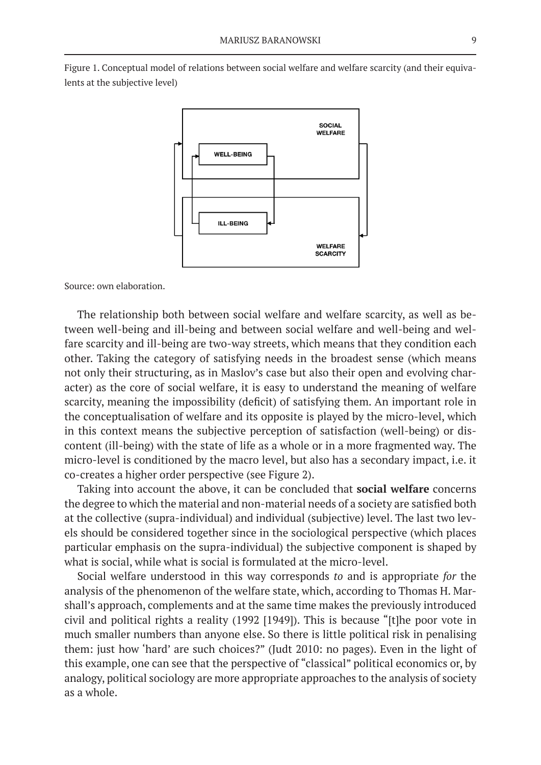Figure 1. Conceptual model of relations between social welfare and welfare scarcity (and their equivalents at the subjective level)

Source: own elaboration.

The relationship both between social welfare and welfare scarcity, as well as between well-being and ill-being and between social welfare and well-being and welfare scarcity and ill-being are two-way streets, which means that they condition each other. Taking the category of satisfying needs in the broadest sense (which means not only their structuring, as in Maslov's case but also their open and evolving character) as the core of social welfare, it is easy to understand the meaning of welfare scarcity, meaning the impossibility (deficit) of satisfying them. An important role in the conceptualisation of welfare and its opposite is played by the micro-level, which in this context means the subjective perception of satisfaction (well-being) or discontent (ill-being) with the state of life as a whole or in a more fragmented way. The micro-level is conditioned by the macro level, but also has a secondary impact, i.e. it co-creates a higher order perspective (see Figure 2).

Taking into account the above, it can be concluded that **social welfare** concerns the degree to which the material and non-material needs of a society are satisfied both at the collective (supra-individual) and individual (subjective) level. The last two levels should be considered together since in the sociological perspective (which places particular emphasis on the supra-individual) the subjective component is shaped by what is social, while what is social is formulated at the micro-level.

Social welfare understood in this way corresponds *to* and is appropriate *for* the analysis of the phenomenon of the welfare state, which, according to Thomas H. Marshall's approach, complements and at the same time makes the previously introduced civil and political rights a reality (1992 [1949]). This is because "[t]he poor vote in much smaller numbers than anyone else. So there is little political risk in penalising them: just how 'hard' are such choices?" (Judt 2010: no pages). Even in the light of this example, one can see that the perspective of "classical" political economics or, by analogy, political sociology are more appropriate approaches to the analysis of society as a whole.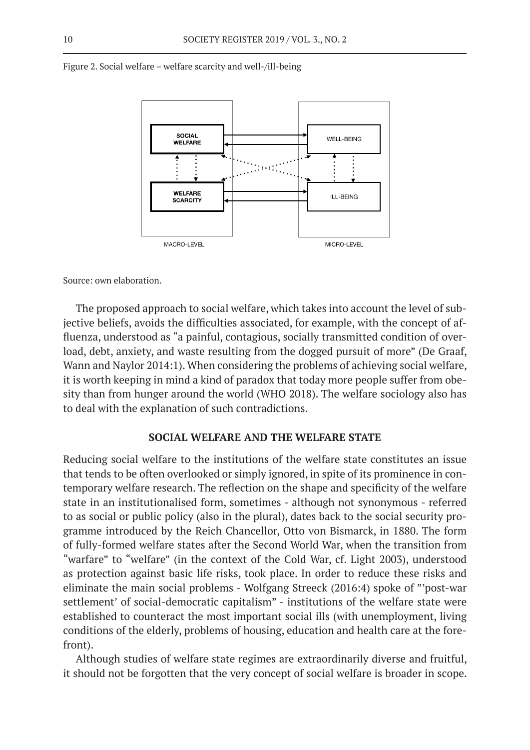Figure 2. Social welfare – welfare scarcity and well-/ill-being

Source: own elaboration.

The proposed approach to social welfare, which takes into account the level of subjective beliefs, avoids the difficulties associated, for example, with the concept of affluenza, understood as "a painful, contagious, socially transmitted condition of overload, debt, anxiety, and waste resulting from the dogged pursuit of more" (De Graaf, Wann and Naylor 2014:1). When considering the problems of achieving social welfare, it is worth keeping in mind a kind of paradox that today more people suffer from obesity than from hunger around the world (WHO 2018). The welfare sociology also has to deal with the explanation of such contradictions.

## SOCIAL WELFARE AND THE WELFARE STATE

Reducing social welfare to the institutions of the welfare state constitutes an issue that tends to be often overlooked or simply ignored, in spite of its prominence in contemporary welfare research. The reflection on the shape and specificity of the welfare state in an institutionalised form, sometimes - although not synonymous - referred to as social or public policy (also in the plural), dates back to the social security programme introduced by the Reich Chancellor, Otto von Bismarck, in 1880. The form of fully-formed welfare states after the Second World War, when the transition from "warfare" to "welfare" (in the context of the Cold War, cf. Light 2003), understood as protection against basic life risks, took place. In order to reduce these risks and eliminate the main social problems - Wolfgang Streeck (2016:4) spoke of "'post-war settlement' of social-democratic capitalism" - institutions of the welfare state were established to counteract the most important social ills (with unemployment, living conditions of the elderly, problems of housing, education and health care at the forefront).

Although studies of welfare state regimes are extraordinarily diverse and fruitful, it should not be forgotten that the very concept of social welfare is broader in scope.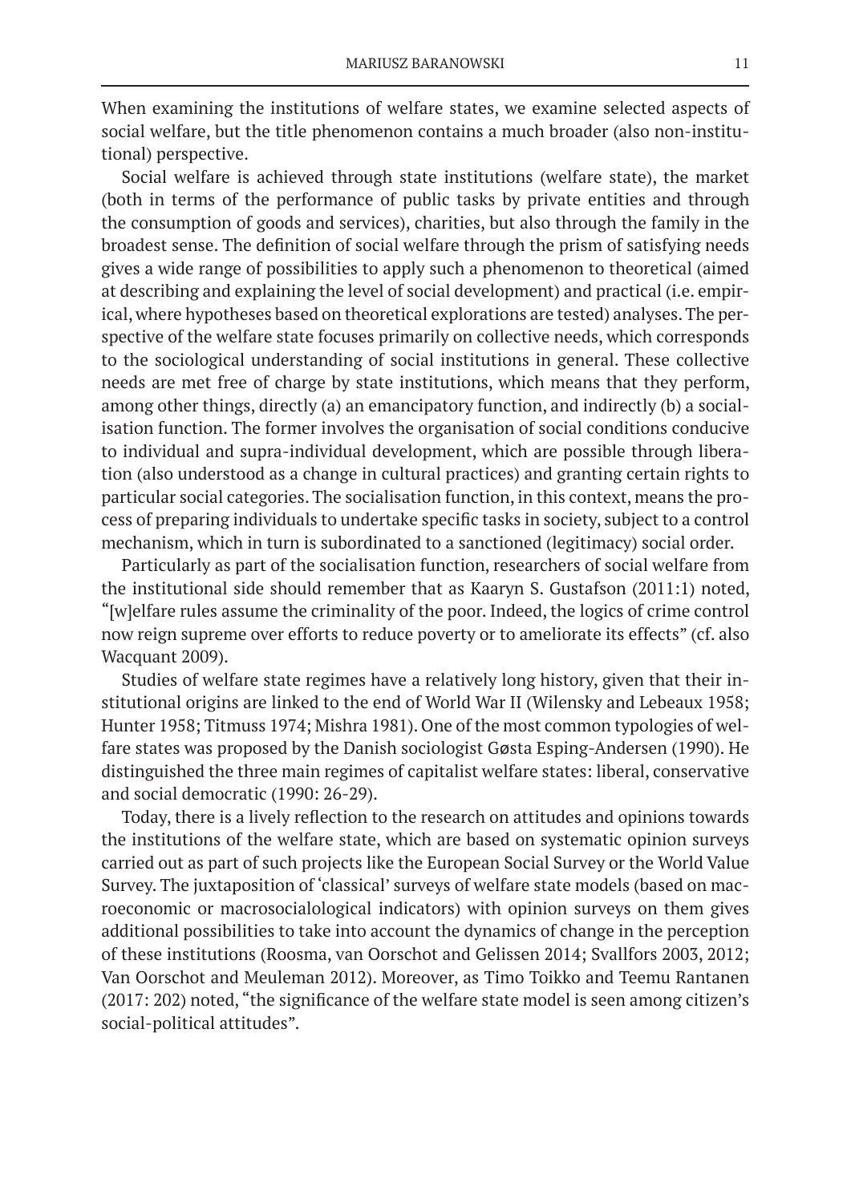When examining the institutions of welfare states, we examine selected aspects of social welfare, but the title phenomenon contains a much broader (also non-institutional) perspective.

Social welfare is achieved through state institutions (welfare state), the market (both in terms of the performance of public tasks by private entities and through the consumption of goods and services), charities, but also through the family in the broadest sense. The definition of social welfare through the prism of satisfying needs gives a wide range of possibilities to apply such a phenomenon to theoretical (aimed at describing and explaining the level of social development) and practical (i.e. empirical, where hypotheses based on theoretical explorations are tested) analyses. The perspective of the welfare state focuses primarily on collective needs, which corresponds to the sociological understanding of social institutions in general. These collective needs are met free of charge by state institutions, which means that they perform, among other things, directly (a) an emancipatory function, and indirectly (b) a socialisation function. The former involves the organisation of social conditions conducive to individual and supra-individual development, which are possible through liberation (also understood as a change in cultural practices) and granting certain rights to particular social categories. The socialisation function, in this context, means the process of preparing individuals to undertake specific tasks in society, subject to a control mechanism, which in turn is subordinated to a sanctioned (legitimacy) social order.

Particularly as part of the socialisation function, researchers of social welfare from the institutional side should remember that as Kaaryn S. Gustafson (2011:1) noted, "[w]elfare rules assume the criminality of the poor. Indeed, the logics of crime control now reign supreme over efforts to reduce poverty or to ameliorate its effects" (cf. also Wacquant 2009).

Studies of welfare state regimes have a relatively long history, given that their institutional origins are linked to the end of World War II (Wilensky and Lebeaux 1958; Hunter 1958; Titmuss 1974; Mishra 1981). One of the most common typologies of welfare states was proposed by the Danish sociologist Gøsta Esping-Andersen (1990). He distinguished the three main regimes of capitalist welfare states: liberal, conservative and social democratic (1990: 26-29).

Today, there is a lively reflection to the research on attitudes and opinions towards the institutions of the welfare state, which are based on systematic opinion surveys carried out as part of such projects like the European Social Survey or the World Value Survey. The juxtaposition of 'classical' surveys of welfare state models (based on macroeconomic or macrosocialological indicators) with opinion surveys on them gives additional possibilities to take into account the dynamics of change in the perception of these institutions (Roosma, van Oorschot and Gelissen 2014; Svallfors 2003, 2012; Van Oorschot and Meuleman 2012). Moreover, as Timo Toikko and Teemu Rantanen (2017: 202) noted, "the significance of the welfare state model is seen among citizen's social-political attitudes".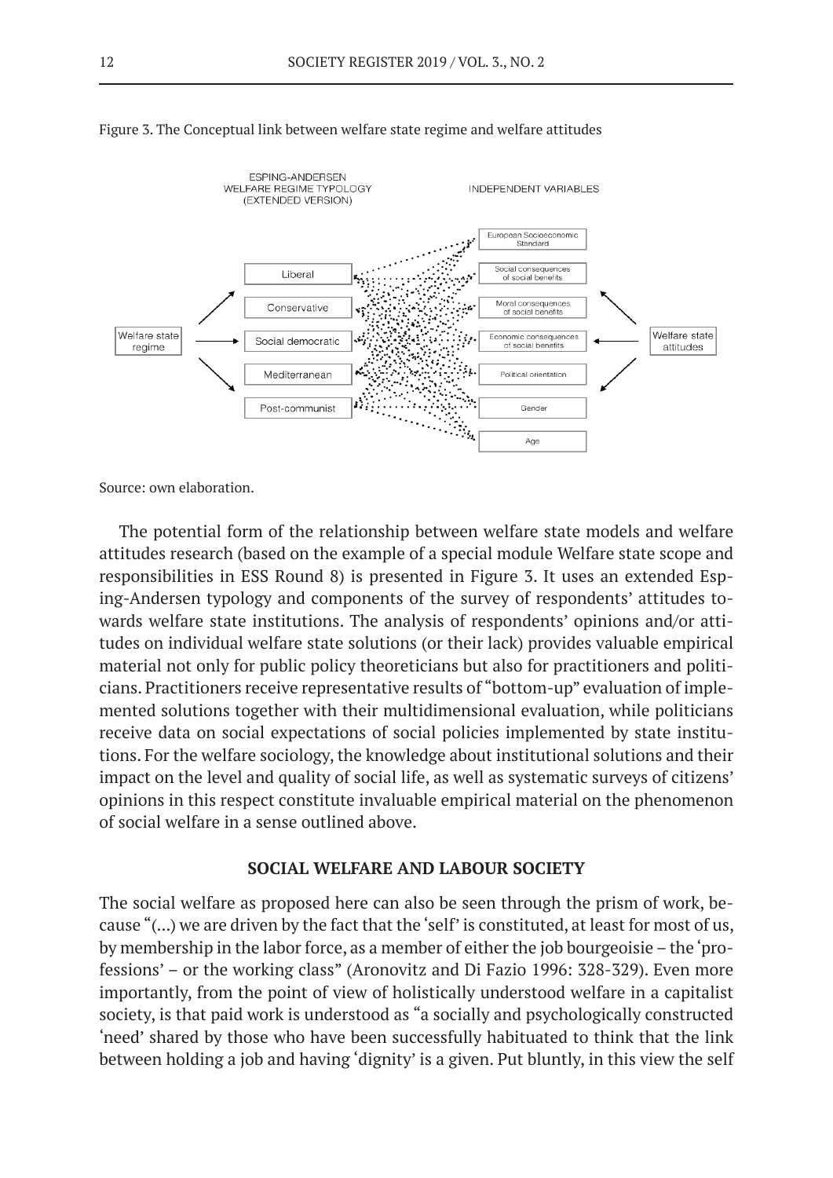Figure 3. The Conceptual link between welfare state regime and welfare attitudes

Source: own elaboration.

The potential form of the relationship between welfare state models and welfare attitudes research (based on the example of a special module Welfare state scope and responsibilities in ESS Round 8) is presented in Figure 3. It uses an extended Esping-Andersen typology and components of the survey of respondents' attitudes towards welfare state institutions. The analysis of respondents' opinions and/or attitudes on individual welfare state solutions (or their lack) provides valuable empirical material not only for public policy theoreticians but also for practitioners and politicians. Practitioners receive representative results of "bottom-up" evaluation of implemented solutions together with their multidimensional evaluation, while politicians receive data on social expectations of social policies implemented by state institutions. For the welfare sociology, the knowledge about institutional solutions and their impact on the level and quality of social life, as well as systematic surveys of citizens' opinions in this respect constitute invaluable empirical material on the phenomenon of social welfare in a sense outlined above.

## SOCIAL WELFARE AND LABOUR SOCIETY

The social welfare as proposed here can also be seen through the prism of work, because "(...) we are driven by the fact that the 'self' is constituted, at least for most of us, by membership in the labor force, as a member of either the job bourgeoisie – the 'professions' – or the working class" (Aronovitz and Di Fazio 1996: 328-329). Even more importantly, from the point of view of holistically understood welfare in a capitalist society, is that paid work is understood as "a socially and psychologically constructed 'need' shared by those who have been successfully habituated to think that the link between holding a job and having 'dignity' is a given. Put bluntly, in this view the self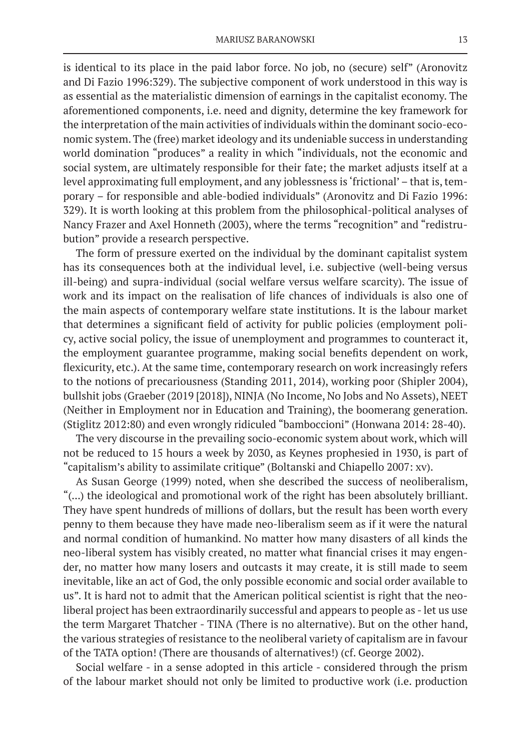is identical to its place in the paid labor force. No job, no (secure) self" (Aronovitz and Di Fazio 1996:329). The subjective component of work understood in this way is as essential as the materialistic dimension of earnings in the capitalist economy. The aforementioned components, i.e. need and dignity, determine the key framework for the interpretation of the main activities of individuals within the dominant socio-economic system. The (free) market ideology and its undeniable success in understanding world domination "produces" a reality in which "individuals, not the economic and social system, are ultimately responsible for their fate; the market adjusts itself at a level approximating full employment, and any joblessness is 'frictional' – that is, temporary – for responsible and able-bodied individuals" (Aronovitz and Di Fazio 1996: 329). It is worth looking at this problem from the philosophical-political analyses of Nancy Frazer and Axel Honneth (2003), where the terms "recognition" and "redistrubution" provide a research perspective.

The form of pressure exerted on the individual by the dominant capitalist system has its consequences both at the individual level, i.e. subjective (well-being versus ill-being) and supra-individual (social welfare versus welfare scarcity). The issue of work and its impact on the realisation of life chances of individuals is also one of the main aspects of contemporary welfare state institutions. It is the labour market that determines a significant field of activity for public policies (employment policy, active social policy, the issue of unemployment and programmes to counteract it, the employment guarantee programme, making social benefits dependent on work, flexicurity, etc.). At the same time, contemporary research on work increasingly refers to the notions of precariousness (Standing 2011, 2014), working poor (Shipler 2004), bullshit jobs (Graeber (2019 [2018]), NINJA (No Income, No Jobs and No Assets), NEET (Neither in Employment nor in Education and Training), the boomerang generation. (Stiglitz 2012:80) and even wrongly ridiculed "bamboccioni" (Honwana 2014: 28-40).

The very discourse in the prevailing socio-economic system about work, which will not be reduced to 15 hours a week by 2030, as Keynes prophesied in 1930, is part of "capitalism's ability to assimilate critique" (Boltanski and Chiapello 2007: xv).

As Susan George (1999) noted, when she described the success of neoliberalism, "(...) the ideological and promotional work of the right has been absolutely brilliant. They have spent hundreds of millions of dollars, but the result has been worth every penny to them because they have made neo-liberalism seem as if it were the natural and normal condition of humankind. No matter how many disasters of all kinds the neo-liberal system has visibly created, no matter what financial crises it may engender, no matter how many losers and outcasts it may create, it is still made to seem inevitable, like an act of God, the only possible economic and social order available to us". It is hard not to admit that the American political scientist is right that the neoliberal project has been extraordinarily successful and appears to people as - let us use the term Margaret Thatcher - TINA (There is no alternative). But on the other hand, the various strategies of resistance to the neoliberal variety of capitalism are in favour of the TATA option! (There are thousands of alternatives!) (cf. George 2002).

Social welfare - in a sense adopted in this article - considered through the prism of the labour market should not only be limited to productive work (i.e. production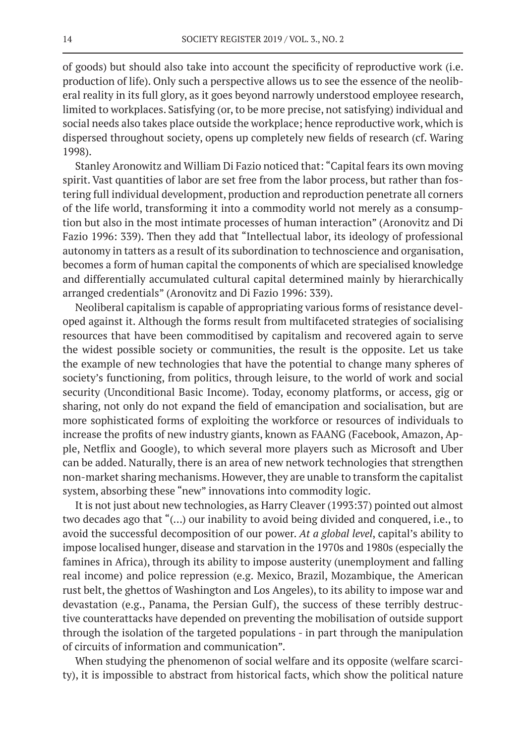of goods) but should also take into account the specificity of reproductive work (i.e. production of life). Only such a perspective allows us to see the essence of the neoliberal reality in its full glory, as it goes beyond narrowly understood employee research, limited to workplaces. Satisfying (or, to be more precise, not satisfying) individual and social needs also takes place outside the workplace; hence reproductive work, which is dispersed throughout society, opens up completely new fields of research (cf. Waring 1998).

Stanley Aronowitz and William Di Fazio noticed that: "Capital fears its own moving spirit. Vast quantities of labor are set free from the labor process, but rather than fostering full individual development, production and reproduction penetrate all corners of the life world, transforming it into a commodity world not merely as a consumption but also in the most intimate processes of human interaction" (Aronovitz and Di Fazio 1996: 339). Then they add that "Intellectual labor, its ideology of professional autonomy in tatters as a result of its subordination to technoscience and organisation, becomes a form of human capital the components of which are specialised knowledge and differentially accumulated cultural capital determined mainly by hierarchically arranged credentials" (Aronovitz and Di Fazio 1996: 339).

Neoliberal capitalism is capable of appropriating various forms of resistance developed against it. Although the forms result from multifaceted strategies of socialising resources that have been commoditised by capitalism and recovered again to serve the widest possible society or communities, the result is the opposite. Let us take the example of new technologies that have the potential to change many spheres of society's functioning, from politics, through leisure, to the world of work and social security (Unconditional Basic Income). Today, economy platforms, or access, gig or sharing, not only do not expand the field of emancipation and socialisation, but are more sophisticated forms of exploiting the workforce or resources of individuals to increase the profits of new industry giants, known as FAANG (Facebook, Amazon, Apple, Netflix and Google), to which several more players such as Microsoft and Uber can be added. Naturally, there is an area of new network technologies that strengthen non-market sharing mechanisms. However, they are unable to transform the capitalist system, absorbing these "new" innovations into commodity logic.

It is not just about new technologies, as Harry Cleaver (1993:37) pointed out almost two decades ago that "(...) our inability to avoid being divided and conquered, i.e., to avoid the successful decomposition of our power. *At a global level*, capital's ability to impose localised hunger, disease and starvation in the 1970s and 1980s (especially the famines in Africa), through its ability to impose austerity (unemployment and falling real income) and police repression (e.g. Mexico, Brazil, Mozambique, the American rust belt, the ghettos of Washington and Los Angeles), to its ability to impose war and devastation (e.g., Panama, the Persian Gulf), the success of these terribly destructive counterattacks have depended on preventing the mobilisation of outside support through the isolation of the targeted populations - in part through the manipulation of circuits of information and communication".

When studying the phenomenon of social welfare and its opposite (welfare scarcity), it is impossible to abstract from historical facts, which show the political nature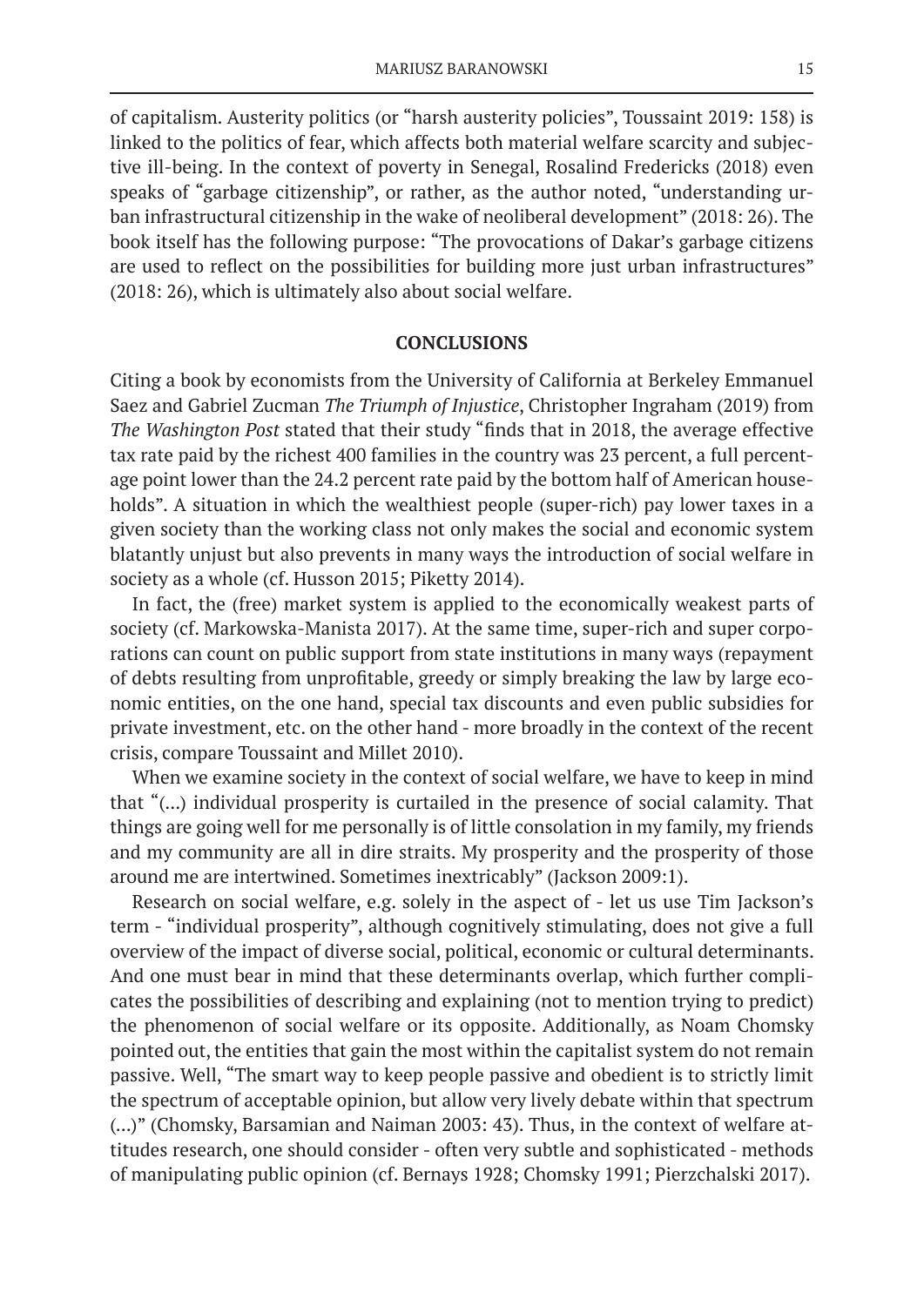of capitalism. Austerity politics (or "harsh austerity policies", Toussaint 2019: 158) is linked to the politics of fear, which affects both material welfare scarcity and subjective ill-being. In the context of poverty in Senegal, Rosalind Fredericks (2018) even speaks of "garbage citizenship", or rather, as the author noted, "understanding urban infrastructural citizenship in the wake of neoliberal development" (2018: 26). The book itself has the following purpose: "The provocations of Dakar's garbage citizens are used to reflect on the possibilities for building more just urban infrastructures" (2018: 26), which is ultimately also about social welfare.

## CONCLUSIONS

Citing a book by economists from the University of California at Berkeley Emmanuel Saez and Gabriel Zucman *The Triumph of Injustice*, Christopher Ingraham (2019) from *The Washington Post* stated that their study "finds that in 2018, the average effective tax rate paid by the richest 400 families in the country was 23 percent, a full percentage point lower than the 24.2 percent rate paid by the bottom half of American households". A situation in which the wealthiest people (super-rich) pay lower taxes in a given society than the working class not only makes the social and economic system blatantly unjust but also prevents in many ways the introduction of social welfare in society as a whole (cf. Husson 2015; Piketty 2014).

In fact, the (free) market system is applied to the economically weakest parts of society (cf. Markowska-Manista 2017). At the same time, super-rich and super corporations can count on public support from state institutions in many ways (repayment of debts resulting from unprofitable, greedy or simply breaking the law by large economic entities, on the one hand, special tax discounts and even public subsidies for private investment, etc. on the other hand - more broadly in the context of the recent crisis, compare Toussaint and Millet 2010).

When we examine society in the context of social welfare, we have to keep in mind that "(...) individual prosperity is curtailed in the presence of social calamity. That things are going well for me personally is of little consolation in my family, my friends and my community are all in dire straits. My prosperity and the prosperity of those around me are intertwined. Sometimes inextricably" (Jackson 2009:1).

Research on social welfare, e.g. solely in the aspect of - let us use Tim Jackson's term - "individual prosperity", although cognitively stimulating, does not give a full overview of the impact of diverse social, political, economic or cultural determinants. And one must bear in mind that these determinants overlap, which further complicates the possibilities of describing and explaining (not to mention trying to predict) the phenomenon of social welfare or its opposite. Additionally, as Noam Chomsky pointed out, the entities that gain the most within the capitalist system do not remain passive. Well, "The smart way to keep people passive and obedient is to strictly limit the spectrum of acceptable opinion, but allow very lively debate within that spectrum (...)" (Chomsky, Barsamian and Naiman 2003: 43). Thus, in the context of welfare attitudes research, one should consider - often very subtle and sophisticated - methods of manipulating public opinion (cf. Bernays 1928; Chomsky 1991; Pierzchalski 2017).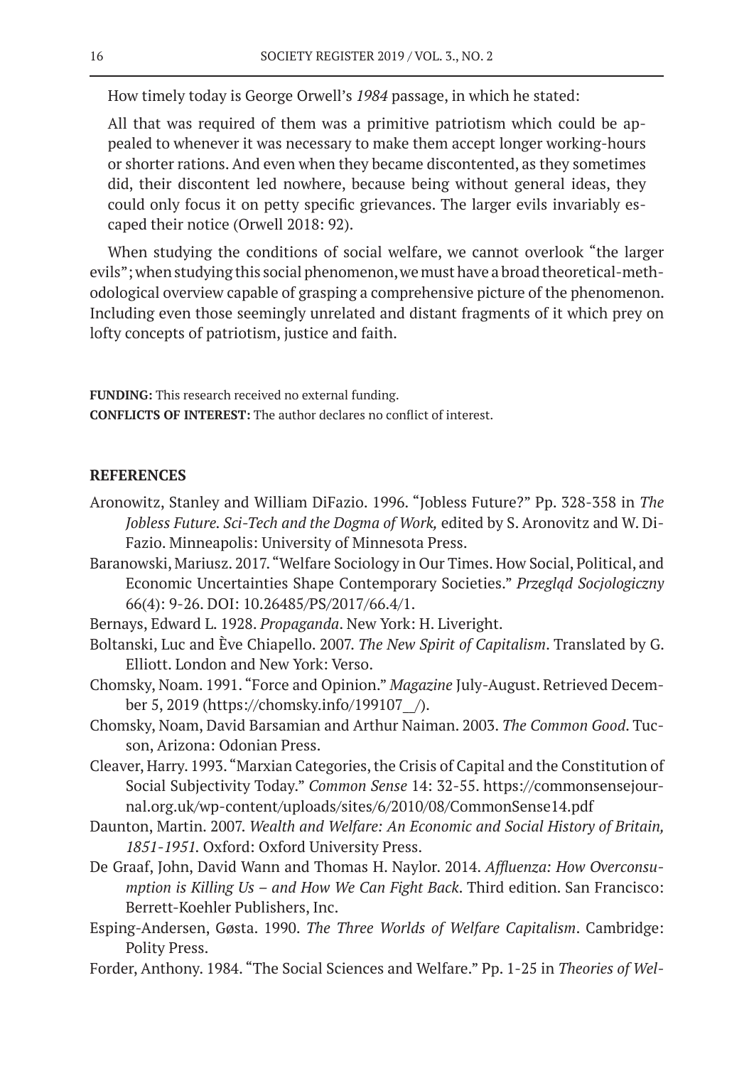How timely today is George Orwell's *1984* passage, in which he stated:

> All that was required of them was a primitive patriotism which could be appealed to whenever it was necessary to make them accept longer working-hours or shorter rations. And even when they became discontented, as they sometimes did, their discontent led nowhere, because being without general ideas, they could only focus it on petty specific grievances. The larger evils invariably escaped their notice (Orwell 2018: 92).

When studying the conditions of social welfare, we cannot overlook "the larger evils"; when studying this social phenomenon, we must have a broad theoretical-methodological overview capable of grasping a comprehensive picture of the phenomenon. Including even those seemingly unrelated and distant fragments of it which prey on lofty concepts of patriotism, justice and faith.

**FUNDING:** This research received no external funding.
**CONFLICTS OF INTEREST:** The author declares no conflict of interest.

## REFERENCES

Aronowitz, Stanley and William DiFazio. 1996. "Jobless Future?" Pp. 328-358 in *The Jobless Future. Sci-Tech and the Dogma of Work,* edited by S. Aronovitz and W. DiFazio. Minneapolis: University of Minnesota Press.

Baranowski, Mariusz. 2017. "Welfare Sociology in Our Times. How Social, Political, and Economic Uncertainties Shape Contemporary Societies." *Przegląd Socjologiczny* 66(4): 9-26. DOI: 10.26485/PS/2017/66.4/1.

Bernays, Edward L. 1928. *Propaganda*. New York: H. Liveright.

Boltanski, Luc and Ève Chiapello. 2007. *The New Spirit of Capitalism*. Translated by G. Elliott. London and New York: Verso.

Chomsky, Noam. 1991. "Force and Opinion." *Magazine* July-August. Retrieved December 5, 2019 (https://chomsky.info/199107__/).

Chomsky, Noam, David Barsamian and Arthur Naiman. 2003. *The Common Good*. Tucson, Arizona: Odonian Press.

Cleaver, Harry. 1993. "Marxian Categories, the Crisis of Capital and the Constitution of Social Subjectivity Today." *Common Sense* 14: 32-55. https://commonsensejournal.org.uk/wp-content/uploads/sites/6/2010/08/CommonSense14.pdf

Daunton, Martin. 2007. *Wealth and Welfare: An Economic and Social History of Britain, 1851-1951.* Oxford: Oxford University Press.

De Graaf, John, David Wann and Thomas H. Naylor. 2014. *Affluenza: How Overconsumption is Killing Us – and How We Can Fight Back*. Third edition. San Francisco: Berrett-Koehler Publishers, Inc.

Esping-Andersen, Gøsta. 1990. *The Three Worlds of Welfare Capitalism*. Cambridge: Polity Press.

Forder, Anthony. 1984. "The Social Sciences and Welfare." Pp. 1-25 in *Theories of Wel-*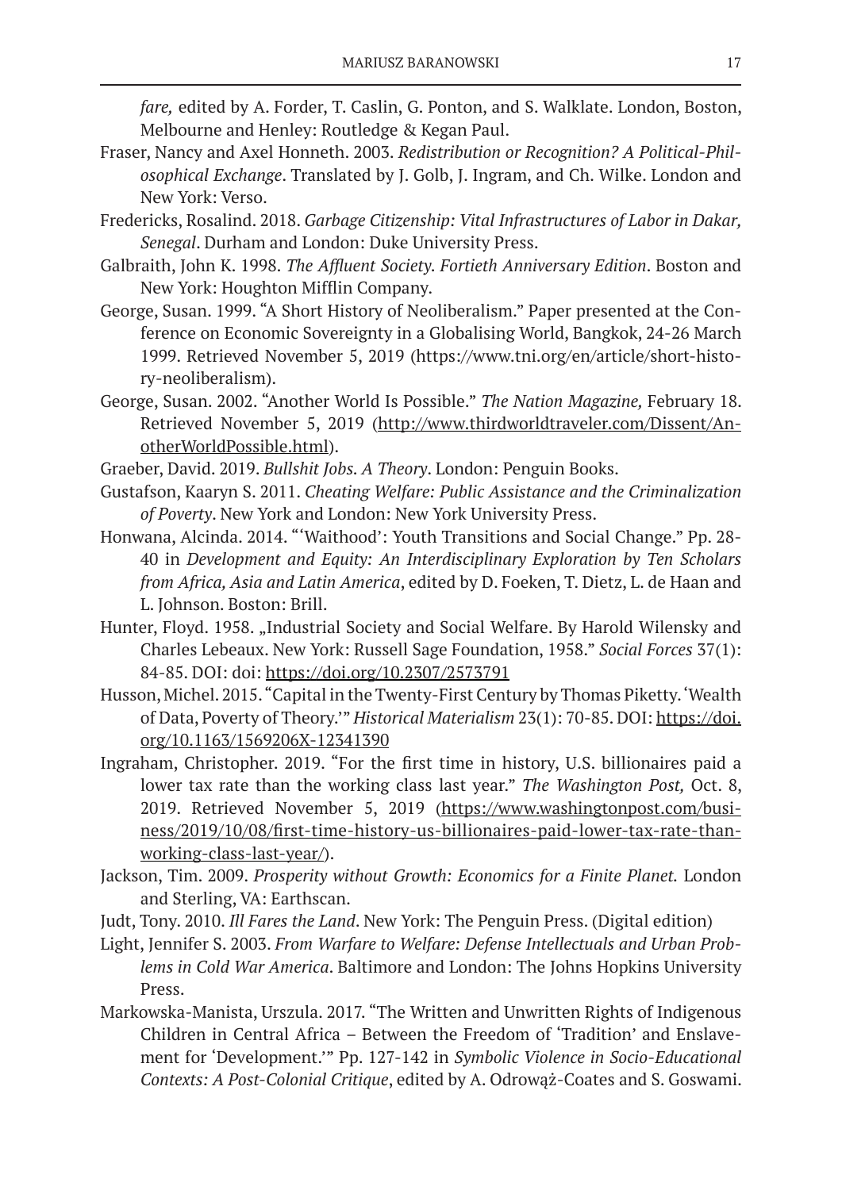*fare,* edited by A. Forder, T. Caslin, G. Ponton, and S. Walklate. London, Boston, Melbourne and Henley: Routledge & Kegan Paul.

Fraser, Nancy and Axel Honneth. 2003. *Redistribution or Recognition? A Political-Philosophical Exchange*. Translated by J. Golb, J. Ingram, and Ch. Wilke. London and New York: Verso.

Fredericks, Rosalind. 2018. *Garbage Citizenship: Vital Infrastructures of Labor in Dakar, Senegal*. Durham and London: Duke University Press.

Galbraith, John K. 1998. *The Affluent Society. Fortieth Anniversary Edition*. Boston and New York: Houghton Mifflin Company.

George, Susan. 1999. "A Short History of Neoliberalism." Paper presented at the Conference on Economic Sovereignty in a Globalising World, Bangkok, 24-26 March 1999. Retrieved November 5, 2019 (https://www.tni.org/en/article/short-history-neoliberalism).

George, Susan. 2002. "Another World Is Possible." *The Nation Magazine,* February 18. Retrieved November 5, 2019 (http://www.thirdworldtraveler.com/Dissent/AnotherWorldPossible.html).

Graeber, David. 2019. *Bullshit Jobs. A Theory*. London: Penguin Books.

Gustafson, Kaaryn S. 2011. *Cheating Welfare: Public Assistance and the Criminalization of Poverty*. New York and London: New York University Press.

Honwana, Alcinda. 2014. "'Waithood': Youth Transitions and Social Change." Pp. 28-40 in *Development and Equity: An Interdisciplinary Exploration by Ten Scholars from Africa, Asia and Latin America*, edited by D. Foeken, T. Dietz, L. de Haan and L. Johnson. Boston: Brill.

Hunter, Floyd. 1958. „Industrial Society and Social Welfare. By Harold Wilensky and Charles Lebeaux. New York: Russell Sage Foundation, 1958." *Social Forces* 37(1): 84-85. DOI: doi: https://doi.org/10.2307/2573791

Husson, Michel. 2015. "Capital in the Twenty-First Century by Thomas Piketty. 'Wealth of Data, Poverty of Theory.'" *Historical Materialism* 23(1): 70-85. DOI: https://doi.org/10.1163/1569206X-12341390

Ingraham, Christopher. 2019. "For the first time in history, U.S. billionaires paid a lower tax rate than the working class last year." *The Washington Post,* Oct. 8, 2019. Retrieved November 5, 2019 (https://www.washingtonpost.com/business/2019/10/08/first-time-history-us-billionaires-paid-lower-tax-rate-than-working-class-last-year/).

Jackson, Tim. 2009. *Prosperity without Growth: Economics for a Finite Planet.* London and Sterling, VA: Earthscan.

Judt, Tony. 2010. *Ill Fares the Land*. New York: The Penguin Press. (Digital edition)

Light, Jennifer S. 2003. *From Warfare to Welfare: Defense Intellectuals and Urban Problems in Cold War America*. Baltimore and London: The Johns Hopkins University Press.

Markowska-Manista, Urszula. 2017. "The Written and Unwritten Rights of Indigenous Children in Central Africa – Between the Freedom of 'Tradition' and Enslavement for 'Development.'" Pp. 127-142 in *Symbolic Violence in Socio-Educational Contexts: A Post-Colonial Critique*, edited by A. Odrowąż-Coates and S. Goswami.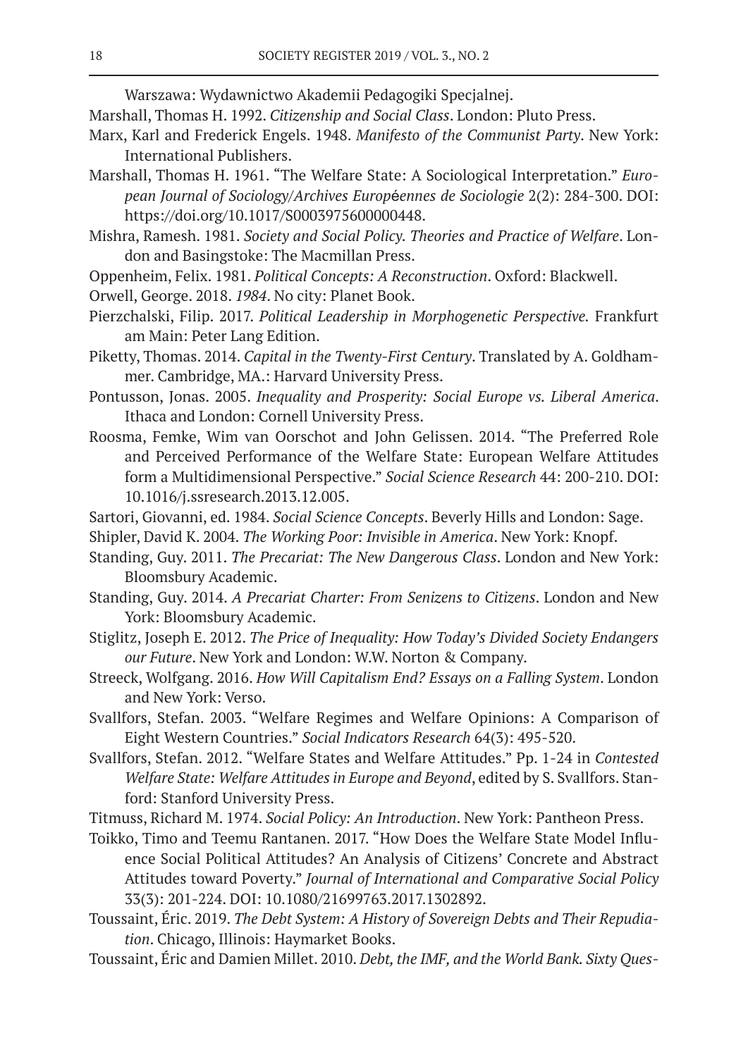Warszawa: Wydawnictwo Akademii Pedagogiki Specjalnej.

Marshall, Thomas H. 1992. *Citizenship and Social Class*. London: Pluto Press.

Marx, Karl and Frederick Engels. 1948. *Manifesto of the Communist Party*. New York: International Publishers.

Marshall, Thomas H. 1961. "The Welfare State: A Sociological Interpretation." *European Journal of Sociology/Archives Européennes de Sociologie* 2(2): 284-300. DOI: https://doi.org/10.1017/S0003975600000448.

Mishra, Ramesh. 1981. *Society and Social Policy. Theories and Practice of Welfare*. London and Basingstoke: The Macmillan Press.

Oppenheim, Felix. 1981. *Political Concepts: A Reconstruction*. Oxford: Blackwell.

Orwell, George. 2018. *1984*. No city: Planet Book.

Pierzchalski, Filip. 2017. *Political Leadership in Morphogenetic Perspective.* Frankfurt am Main: Peter Lang Edition.

Piketty, Thomas. 2014. *Capital in the Twenty-First Century*. Translated by A. Goldhammer. Cambridge, MA.: Harvard University Press.

Pontusson, Jonas. 2005. *Inequality and Prosperity: Social Europe vs. Liberal America*. Ithaca and London: Cornell University Press.

Roosma, Femke, Wim van Oorschot and John Gelissen. 2014. "The Preferred Role and Perceived Performance of the Welfare State: European Welfare Attitudes form a Multidimensional Perspective." *Social Science Research* 44: 200-210. DOI: 10.1016/j.ssresearch.2013.12.005.

Sartori, Giovanni, ed. 1984. *Social Science Concepts*. Beverly Hills and London: Sage.

Shipler, David K. 2004. *The Working Poor: Invisible in America*. New York: Knopf.

Standing, Guy. 2011. *The Precariat: The New Dangerous Class*. London and New York: Bloomsbury Academic.

Standing, Guy. 2014. *A Precariat Charter: From Senizens to Citizens*. London and New York: Bloomsbury Academic.

Stiglitz, Joseph E. 2012. *The Price of Inequality: How Today's Divided Society Endangers our Future*. New York and London: W.W. Norton & Company.

Streeck, Wolfgang. 2016. *How Will Capitalism End? Essays on a Falling System*. London and New York: Verso.

Svallfors, Stefan. 2003. "Welfare Regimes and Welfare Opinions: A Comparison of Eight Western Countries." *Social Indicators Research* 64(3): 495-520.

Svallfors, Stefan. 2012. "Welfare States and Welfare Attitudes." Pp. 1-24 in *Contested Welfare State: Welfare Attitudes in Europe and Beyond*, edited by S. Svallfors. Stanford: Stanford University Press.

Titmuss, Richard M. 1974. *Social Policy: An Introduction*. New York: Pantheon Press.

Toikko, Timo and Teemu Rantanen. 2017. "How Does the Welfare State Model Influence Social Political Attitudes? An Analysis of Citizens' Concrete and Abstract Attitudes toward Poverty." *Journal of International and Comparative Social Policy* 33(3): 201-224. DOI: 10.1080/21699763.2017.1302892.

Toussaint, Éric. 2019. *The Debt System: A History of Sovereign Debts and Their Repudiation*. Chicago, Illinois: Haymarket Books.

Toussaint, Éric and Damien Millet. 2010. *Debt, the IMF, and the World Bank. Sixty Ques-*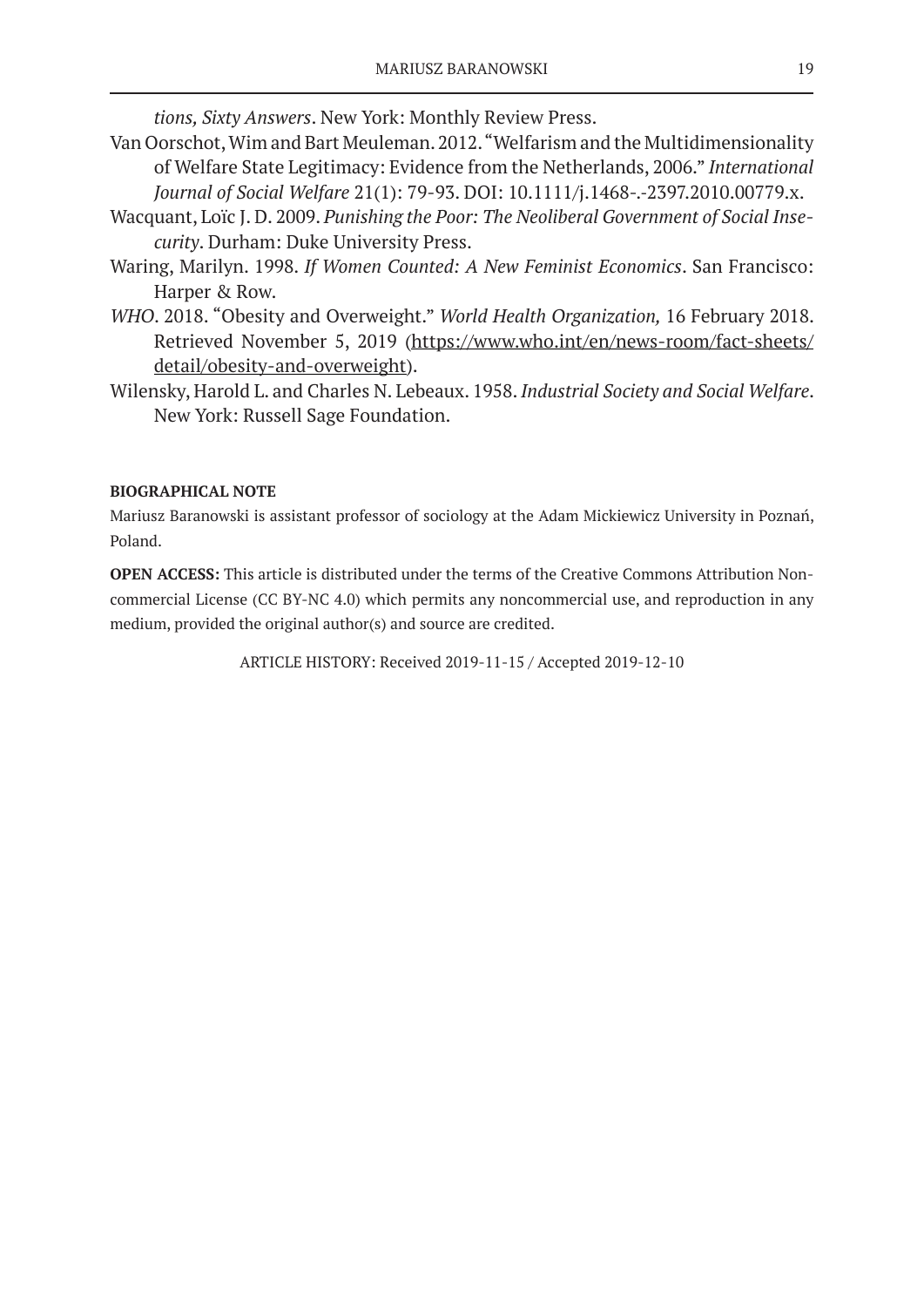*tions, Sixty Answers*. New York: Monthly Review Press.

Van Oorschot, Wim and Bart Meuleman. 2012. "Welfarism and the Multidimensionality of Welfare State Legitimacy: Evidence from the Netherlands, 2006." *International Journal of Social Welfare* 21(1): 79-93. DOI: 10.1111/j.1468-.-2397.2010.00779.x.

Wacquant, Loïc J. D. 2009. *Punishing the Poor: The Neoliberal Government of Social Insecurity*. Durham: Duke University Press.

Waring, Marilyn. 1998. *If Women Counted: A New Feminist Economics*. San Francisco: Harper & Row.

*WHO*. 2018. "Obesity and Overweight." *World Health Organization,* 16 February 2018. Retrieved November 5, 2019 (https://www.who.int/en/news-room/fact-sheets/detail/obesity-and-overweight).

Wilensky, Harold L. and Charles N. Lebeaux. 1958. *Industrial Society and Social Welfare*. New York: Russell Sage Foundation.

**BIOGRAPHICAL NOTE**

Mariusz Baranowski is assistant professor of sociology at the Adam Mickiewicz University in Poznań, Poland.

**OPEN ACCESS:** This article is distributed under the terms of the Creative Commons Attribution Noncommercial License (CC BY-NC 4.0) which permits any noncommercial use, and reproduction in any medium, provided the original author(s) and source are credited.

ARTICLE HISTORY: Received 2019-11-15 / Accepted 2019-12-10